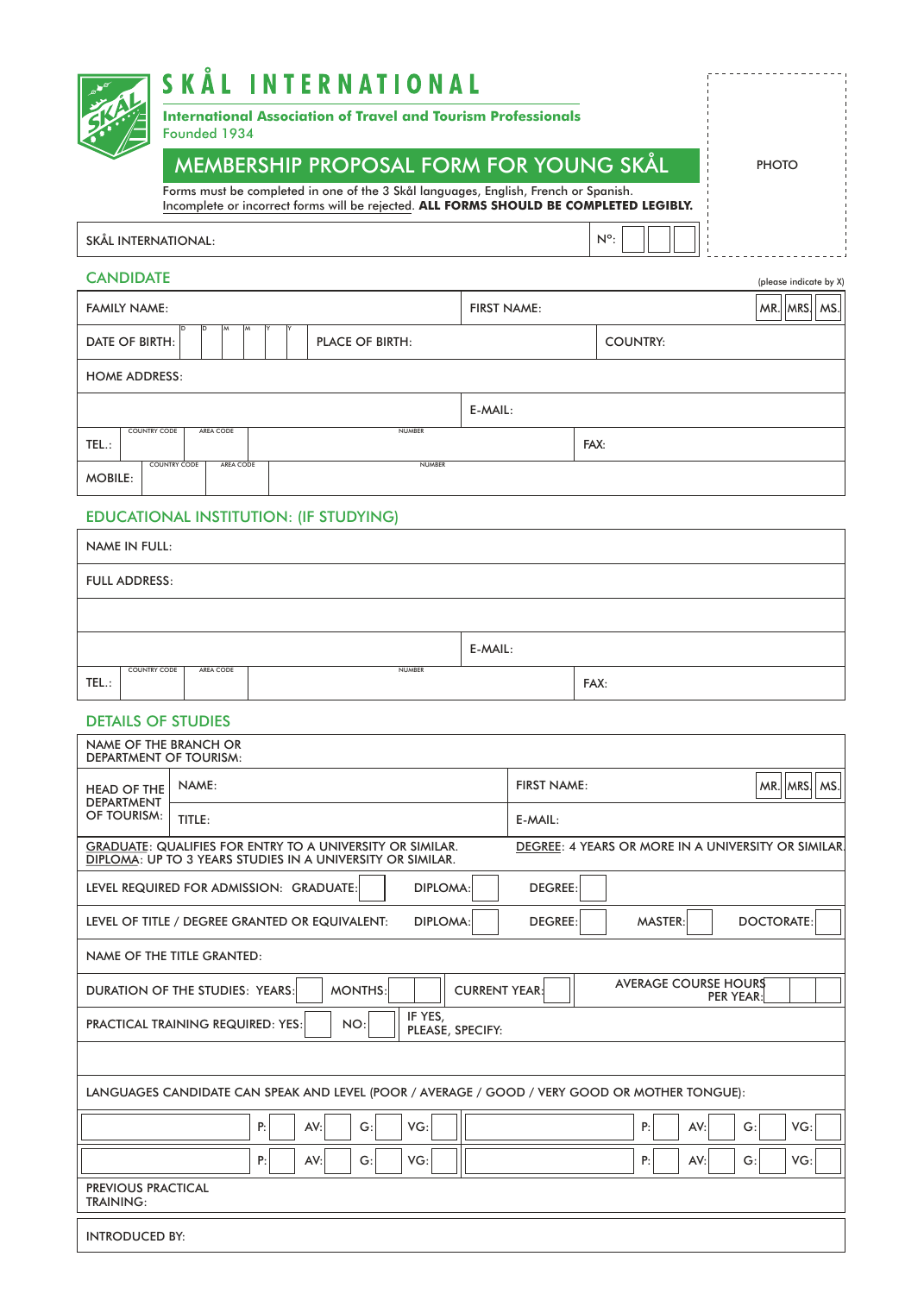# SKÅL INTERNATIONAL

**International Association of Travel and Tourism Professionals**
Founded 1934

## MEMBERSHIP PROPOSAL FORM FOR YOUNG SKÅL

Forms must be completed in one of the 3 Skål languages, English, French or Spanish.
Incomplete or incorrect forms will be rejected. **ALL FORMS SHOULD BE COMPLETED LEGIBLY.**

PHOTO

| SKÅL INTERNATIONAL: | Nº: |
|---|---|

### CANDIDATE

(please indicate by X)

| | | | |
|---|---|---|---|
| FAMILY NAME: | | FIRST NAME: | MR. / MRS. / MS. |
| DATE OF BIRTH: D D M M Y Y | PLACE OF BIRTH: | COUNTRY: | |
| HOME ADDRESS: | | | |
| | | E-MAIL: | |
| TEL.: COUNTRY CODE / AREA CODE / NUMBER | | FAX: | |
| MOBILE: COUNTRY CODE / AREA CODE / NUMBER | | | |

### EDUCATIONAL INSTITUTION: (IF STUDYING)

| | |
|---|---|
| NAME IN FULL: | |
| FULL ADDRESS: | |
| | |
| | E-MAIL: |
| TEL.: COUNTRY CODE / AREA CODE / NUMBER | FAX: |

### DETAILS OF STUDIES

| | | | |
|---|---|---|---|
| NAME OF THE BRANCH OR DEPARTMENT OF TOURISM: | | | |
| HEAD OF THE DEPARTMENT OF TOURISM: | NAME: | FIRST NAME: | MR. / MRS. / MS. |
| | TITLE: | E-MAIL: | |

GRADUATE: QUALIFIES FOR ENTRY TO A UNIVERSITY OR SIMILAR.
DIPLOMA: UP TO 3 YEARS STUDIES IN A UNIVERSITY OR SIMILAR.
DEGREE: 4 YEARS OR MORE IN A UNIVERSITY OR SIMILAR.

LEVEL REQUIRED FOR ADMISSION: GRADUATE: ☐ DIPLOMA: ☐ DEGREE: ☐

LEVEL OF TITLE / DEGREE GRANTED OR EQUIVALENT: DIPLOMA: ☐ DEGREE: ☐ MASTER: ☐ DOCTORATE: ☐

NAME OF THE TITLE GRANTED:

DURATION OF THE STUDIES: YEARS: ☐ MONTHS: ☐ CURRENT YEAR: ☐ AVERAGE COURSE HOURS PER YEAR: ☐

PRACTICAL TRAINING REQUIRED: YES: ☐ NO: ☐ IF YES, PLEASE, SPECIFY:

LANGUAGES CANDIDATE CAN SPEAK AND LEVEL (POOR / AVERAGE / GOOD / VERY GOOD OR MOTHER TONGUE):

| Language | P: | AV: | G: | VG: | Language | P: | AV: | G: | VG: |
|---|---|---|---|---|---|---|---|---|---|
| | | | | | | | | | |
| | | | | | | | | | |

PREVIOUS PRACTICAL TRAINING:

INTRODUCED BY: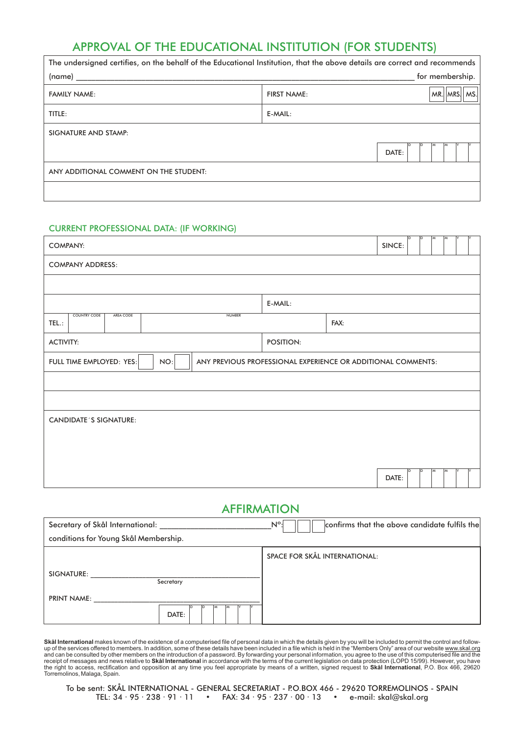## APPROVAL OF THE EDUCATIONAL INSTITUTION (FOR STUDENTS)

The undersigned certifies, on the behalf of the Educational Institution, that the above details are correct and recommends (name) ______________________________ for membership.

| | | |
|---|---|---|
| FAMILY NAME: | FIRST NAME: | MR. / MRS. / MS. |
| TITLE: | E-MAIL: | |
| SIGNATURE AND STAMP: | | DATE: D D M M Y Y |
| ANY ADDITIONAL COMMENT ON THE STUDENT: | | |
| | | |

### CURRENT PROFESSIONAL DATA: (IF WORKING)

| | | | |
|---|---|---|---|
| COMPANY: | | | SINCE: D D M M Y Y |
| COMPANY ADDRESS: | | | |
| | | | |
| | E-MAIL: | | |
| TEL.: COUNTRY CODE / AREA CODE / NUMBER | | FAX: | |
| ACTIVITY: | POSITION: | | |
| FULL TIME EMPLOYED: YES: ☐ NO: ☐ | ANY PREVIOUS PROFESSIONAL EXPERIENCE OR ADDITIONAL COMMENTS: | | |
| | | | |
| | | | |
| CANDIDATE´S SIGNATURE: | | | DATE: D D M M Y Y |

## AFFIRMATION

Secretary of Skål International: ______________________ N°: ☐☐☐ confirms that the above candidate fulfils the conditions for Young Skål Membership.

| | |
|---|---|
| SIGNATURE: ______________________ Secretary | SPACE FOR SKÅL INTERNATIONAL: |
| PRINT NAME: ______________________ | |
| DATE: D D M M Y Y | |

**Skål International** makes known of the existence of a computerised file of personal data in which the details given by you will be included to permit the control and follow-up of the services offered to members. In addition, some of these details have been included in a file which is held in the "Members Only" area of our website www.skal.org and can be consulted by other members on the introduction of a password. By forwarding your personal information, you agree to the use of this computerised file and the receipt of messages and news relative to **Skål International** in accordance with the terms of the current legislation on data protection (LOPD 15/99). However, you have the right to access, rectification and opposition at any time you feel appropriate by means of a written, signed request to **Skål International**, P.O. Box 466, 29620 Torremolinos, Malaga, Spain.

To be sent: SKÅL INTERNATIONAL - GENERAL SECRETARIAT - P.O.BOX 466 - 29620 TORREMOLINOS - SPAIN
TEL: 34 · 95 · 238 · 91 · 11 • FAX: 34 · 95 · 237 · 00 · 13 • e-mail: skal@skal.org